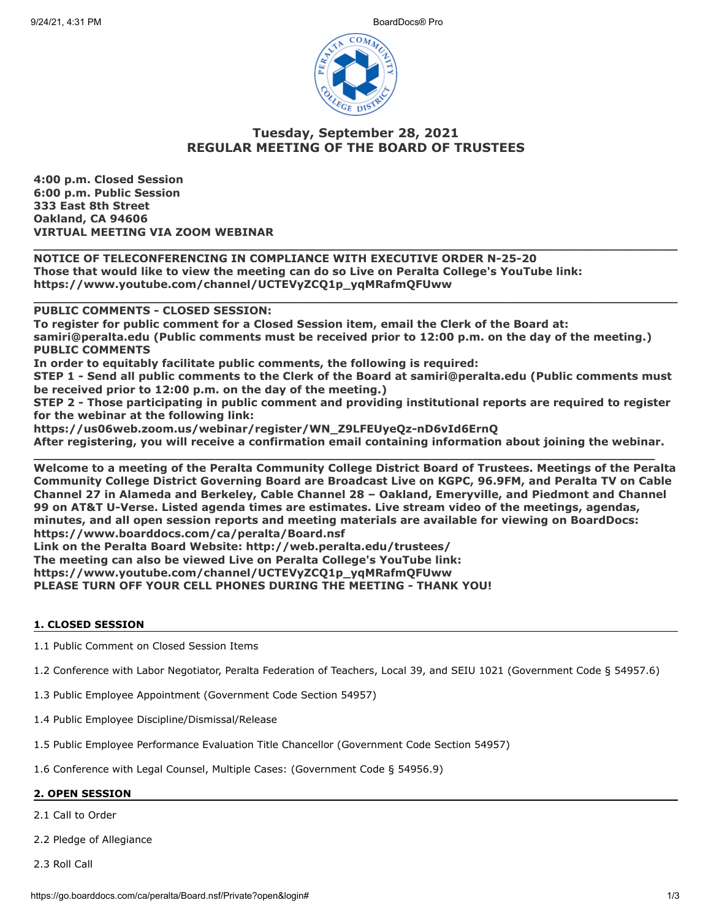# Tuesday, September 28, 2021
# REGULAR MEETING OF THE BOARD OF TRUSTEES

**4:00 p.m. Closed Session**
**6:00 p.m. Public Session**
**333 East 8th Street**
**Oakland, CA 94606**
**VIRTUAL MEETING VIA ZOOM WEBINAR**

---

**NOTICE OF TELECONFERENCING IN COMPLIANCE WITH EXECUTIVE ORDER N-25-20**
**Those that would like to view the meeting can do so Live on Peralta College's YouTube link: https://www.youtube.com/channel/UCTEVyZCQ1p_yqMRafmQFUww**

---

**PUBLIC COMMENTS - CLOSED SESSION:**
**To register for public comment for a Closed Session item, email the Clerk of the Board at: samiri@peralta.edu (Public comments must be received prior to 12:00 p.m. on the day of the meeting.)**
**PUBLIC COMMENTS**
**In order to equitably facilitate public comments, the following is required:**
**STEP 1 - Send all public comments to the Clerk of the Board at samiri@peralta.edu (Public comments must be received prior to 12:00 p.m. on the day of the meeting.)**
**STEP 2 - Those participating in public comment and providing institutional reports are required to register for the webinar at the following link:**
**https://us06web.zoom.us/webinar/register/WN_Z9LFEUyeQz-nD6vId6ErnQ**
**After registering, you will receive a confirmation email containing information about joining the webinar.**

---

**Welcome to a meeting of the Peralta Community College District Board of Trustees. Meetings of the Peralta Community College District Governing Board are Broadcast Live on KGPC, 96.9FM, and Peralta TV on Cable Channel 27 in Alameda and Berkeley, Cable Channel 28 – Oakland, Emeryville, and Piedmont and Channel 99 on AT&T U-Verse. Listed agenda times are estimates. Live stream video of the meetings, agendas, minutes, and all open session reports and meeting materials are available for viewing on BoardDocs: https://www.boarddocs.com/ca/peralta/Board.nsf**
**Link on the Peralta Board Website: http://web.peralta.edu/trustees/**
**The meeting can also be viewed Live on Peralta College's YouTube link: https://www.youtube.com/channel/UCTEVyZCQ1p_yqMRafmQFUww**
**PLEASE TURN OFF YOUR CELL PHONES DURING THE MEETING - THANK YOU!**

## 1. CLOSED SESSION

1.1 Public Comment on Closed Session Items

1.2 Conference with Labor Negotiator, Peralta Federation of Teachers, Local 39, and SEIU 1021 (Government Code § 54957.6)

1.3 Public Employee Appointment (Government Code Section 54957)

1.4 Public Employee Discipline/Dismissal/Release

1.5 Public Employee Performance Evaluation Title Chancellor (Government Code Section 54957)

1.6 Conference with Legal Counsel, Multiple Cases: (Government Code § 54956.9)

## 2. OPEN SESSION

2.1 Call to Order

2.2 Pledge of Allegiance

2.3 Roll Call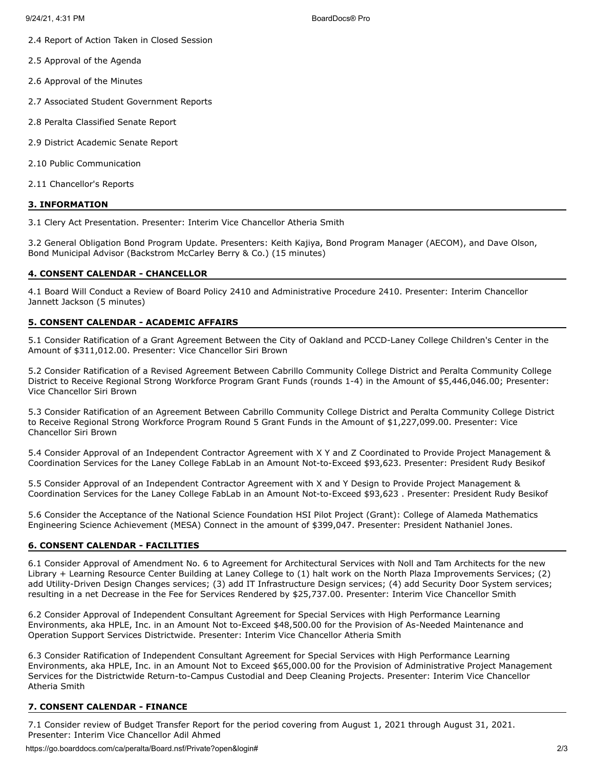2.4 Report of Action Taken in Closed Session

2.5 Approval of the Agenda

2.6 Approval of the Minutes

2.7 Associated Student Government Reports

2.8 Peralta Classified Senate Report

2.9 District Academic Senate Report

2.10 Public Communication

2.11 Chancellor's Reports

## 3. INFORMATION

3.1 Clery Act Presentation. Presenter: Interim Vice Chancellor Atheria Smith

3.2 General Obligation Bond Program Update. Presenters: Keith Kajiya, Bond Program Manager (AECOM), and Dave Olson, Bond Municipal Advisor (Backstrom McCarley Berry & Co.) (15 minutes)

## 4. CONSENT CALENDAR - CHANCELLOR

4.1 Board Will Conduct a Review of Board Policy 2410 and Administrative Procedure 2410. Presenter: Interim Chancellor Jannett Jackson (5 minutes)

## 5. CONSENT CALENDAR - ACADEMIC AFFAIRS

5.1 Consider Ratification of a Grant Agreement Between the City of Oakland and PCCD-Laney College Children's Center in the Amount of $311,012.00. Presenter: Vice Chancellor Siri Brown

5.2 Consider Ratification of a Revised Agreement Between Cabrillo Community College District and Peralta Community College District to Receive Regional Strong Workforce Program Grant Funds (rounds 1-4) in the Amount of $5,446,046.00; Presenter: Vice Chancellor Siri Brown

5.3 Consider Ratification of an Agreement Between Cabrillo Community College District and Peralta Community College District to Receive Regional Strong Workforce Program Round 5 Grant Funds in the Amount of $1,227,099.00. Presenter: Vice Chancellor Siri Brown

5.4 Consider Approval of an Independent Contractor Agreement with X Y and Z Coordinated to Provide Project Management & Coordination Services for the Laney College FabLab in an Amount Not-to-Exceed $93,623. Presenter: President Rudy Besikof

5.5 Consider Approval of an Independent Contractor Agreement with X and Y Design to Provide Project Management & Coordination Services for the Laney College FabLab in an Amount Not-to-Exceed $93,623 . Presenter: President Rudy Besikof

5.6 Consider the Acceptance of the National Science Foundation HSI Pilot Project (Grant): College of Alameda Mathematics Engineering Science Achievement (MESA) Connect in the amount of $399,047. Presenter: President Nathaniel Jones.

## 6. CONSENT CALENDAR - FACILITIES

6.1 Consider Approval of Amendment No. 6 to Agreement for Architectural Services with Noll and Tam Architects for the new Library + Learning Resource Center Building at Laney College to (1) halt work on the North Plaza Improvements Services; (2) add Utility-Driven Design Changes services; (3) add IT Infrastructure Design services; (4) add Security Door System services; resulting in a net Decrease in the Fee for Services Rendered by $25,737.00. Presenter: Interim Vice Chancellor Smith

6.2 Consider Approval of Independent Consultant Agreement for Special Services with High Performance Learning Environments, aka HPLE, Inc. in an Amount Not to-Exceed $48,500.00 for the Provision of As-Needed Maintenance and Operation Support Services Districtwide. Presenter: Interim Vice Chancellor Atheria Smith

6.3 Consider Ratification of Independent Consultant Agreement for Special Services with High Performance Learning Environments, aka HPLE, Inc. in an Amount Not to Exceed $65,000.00 for the Provision of Administrative Project Management Services for the Districtwide Return-to-Campus Custodial and Deep Cleaning Projects. Presenter: Interim Vice Chancellor Atheria Smith

## 7. CONSENT CALENDAR - FINANCE

7.1 Consider review of Budget Transfer Report for the period covering from August 1, 2021 through August 31, 2021. Presenter: Interim Vice Chancellor Adil Ahmed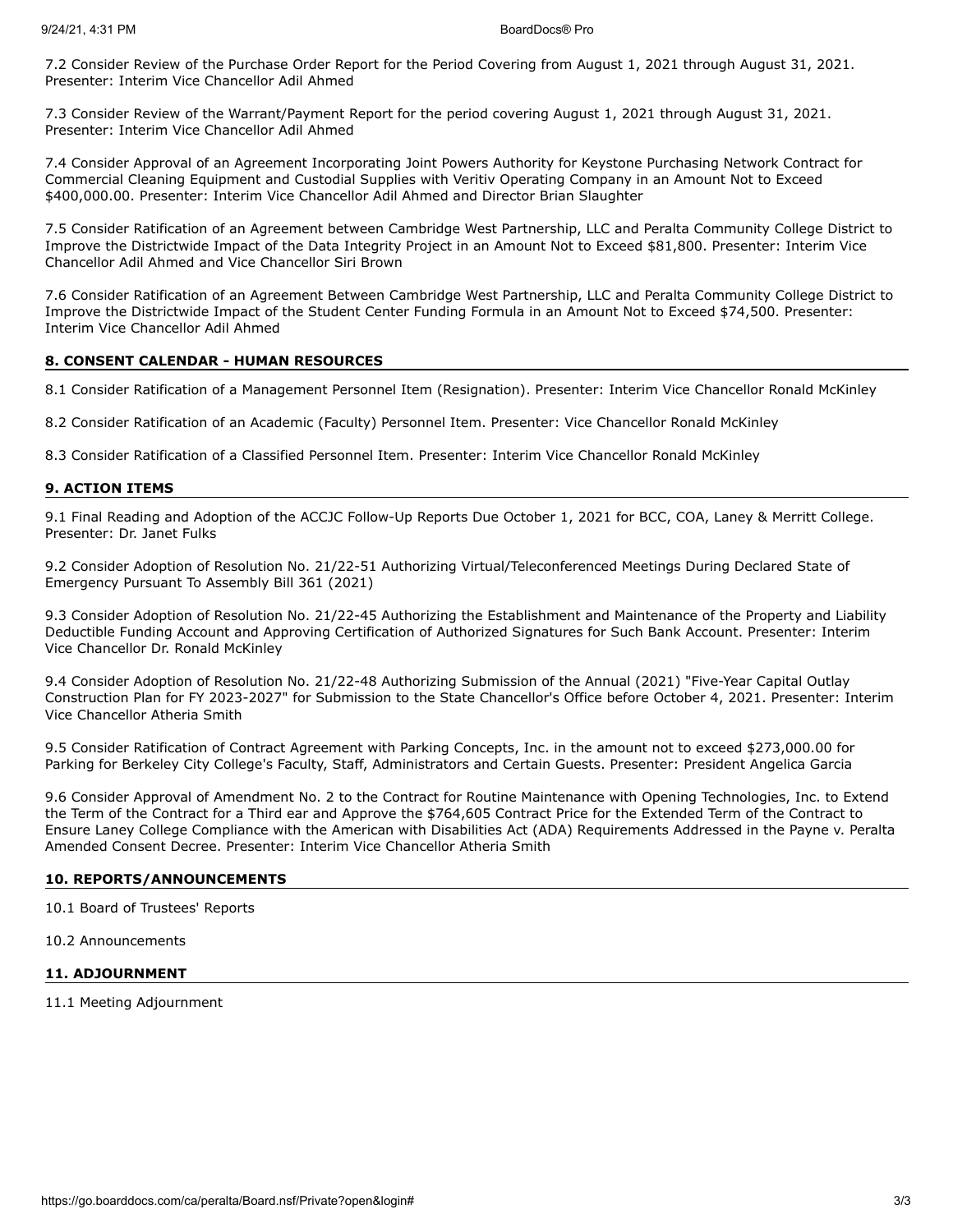7.2 Consider Review of the Purchase Order Report for the Period Covering from August 1, 2021 through August 31, 2021. Presenter: Interim Vice Chancellor Adil Ahmed

7.3 Consider Review of the Warrant/Payment Report for the period covering August 1, 2021 through August 31, 2021. Presenter: Interim Vice Chancellor Adil Ahmed

7.4 Consider Approval of an Agreement Incorporating Joint Powers Authority for Keystone Purchasing Network Contract for Commercial Cleaning Equipment and Custodial Supplies with Veritiv Operating Company in an Amount Not to Exceed $400,000.00. Presenter: Interim Vice Chancellor Adil Ahmed and Director Brian Slaughter

7.5 Consider Ratification of an Agreement between Cambridge West Partnership, LLC and Peralta Community College District to Improve the Districtwide Impact of the Data Integrity Project in an Amount Not to Exceed $81,800. Presenter: Interim Vice Chancellor Adil Ahmed and Vice Chancellor Siri Brown

7.6 Consider Ratification of an Agreement Between Cambridge West Partnership, LLC and Peralta Community College District to Improve the Districtwide Impact of the Student Center Funding Formula in an Amount Not to Exceed $74,500. Presenter: Interim Vice Chancellor Adil Ahmed

## 8. CONSENT CALENDAR - HUMAN RESOURCES

8.1 Consider Ratification of a Management Personnel Item (Resignation). Presenter: Interim Vice Chancellor Ronald McKinley

8.2 Consider Ratification of an Academic (Faculty) Personnel Item. Presenter: Vice Chancellor Ronald McKinley

8.3 Consider Ratification of a Classified Personnel Item. Presenter: Interim Vice Chancellor Ronald McKinley

## 9. ACTION ITEMS

9.1 Final Reading and Adoption of the ACCJC Follow-Up Reports Due October 1, 2021 for BCC, COA, Laney & Merritt College. Presenter: Dr. Janet Fulks

9.2 Consider Adoption of Resolution No. 21/22-51 Authorizing Virtual/Teleconferenced Meetings During Declared State of Emergency Pursuant To Assembly Bill 361 (2021)

9.3 Consider Adoption of Resolution No. 21/22-45 Authorizing the Establishment and Maintenance of the Property and Liability Deductible Funding Account and Approving Certification of Authorized Signatures for Such Bank Account. Presenter: Interim Vice Chancellor Dr. Ronald McKinley

9.4 Consider Adoption of Resolution No. 21/22-48 Authorizing Submission of the Annual (2021) "Five-Year Capital Outlay Construction Plan for FY 2023-2027" for Submission to the State Chancellor's Office before October 4, 2021. Presenter: Interim Vice Chancellor Atheria Smith

9.5 Consider Ratification of Contract Agreement with Parking Concepts, Inc. in the amount not to exceed $273,000.00 for Parking for Berkeley City College's Faculty, Staff, Administrators and Certain Guests. Presenter: President Angelica Garcia

9.6 Consider Approval of Amendment No. 2 to the Contract for Routine Maintenance with Opening Technologies, Inc. to Extend the Term of the Contract for a Third ear and Approve the $764,605 Contract Price for the Extended Term of the Contract to Ensure Laney College Compliance with the American with Disabilities Act (ADA) Requirements Addressed in the Payne v. Peralta Amended Consent Decree. Presenter: Interim Vice Chancellor Atheria Smith

## 10. REPORTS/ANNOUNCEMENTS

10.1 Board of Trustees' Reports

10.2 Announcements

## 11. ADJOURNMENT

11.1 Meeting Adjournment